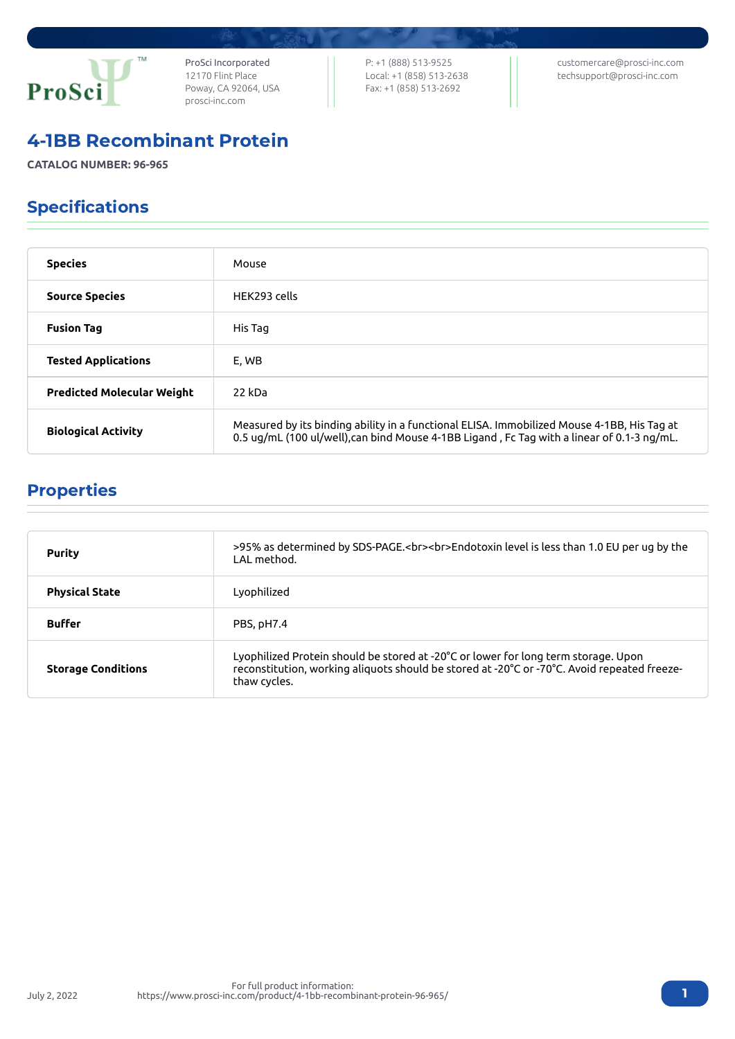ProSci Incorporated
12170 Flint Place
Poway, CA 92064, USA
prosci-inc.com

P: +1 (888) 513-9525
Local: +1 (858) 513-2638
Fax: +1 (858) 513-2692

customercare@prosci-inc.com
techsupport@prosci-inc.com

# 4-1BB Recombinant Protein

**CATALOG NUMBER: 96-965**

## Specifications

| | |
|---|---|
| **Species** | Mouse |
| **Source Species** | HEK293 cells |
| **Fusion Tag** | His Tag |
| **Tested Applications** | E, WB |
| **Predicted Molecular Weight** | 22 kDa |
| **Biological Activity** | Measured by its binding ability in a functional ELISA. Immobilized Mouse 4-1BB, His Tag at 0.5 ug/mL (100 ul/well),can bind Mouse 4-1BB Ligand , Fc Tag with a linear of 0.1-3 ng/mL. |

## Properties

| | |
|---|---|
| **Purity** | >95% as determined by SDS-PAGE.<br><br>Endotoxin level is less than 1.0 EU per ug by the LAL method. |
| **Physical State** | Lyophilized |
| **Buffer** | PBS, pH7.4 |
| **Storage Conditions** | Lyophilized Protein should be stored at -20°C or lower for long term storage. Upon reconstitution, working aliquots should be stored at -20°C or -70°C. Avoid repeated freeze-thaw cycles. |

July 2, 2022

For full product information:
https://www.prosci-inc.com/product/4-1bb-recombinant-protein-96-965/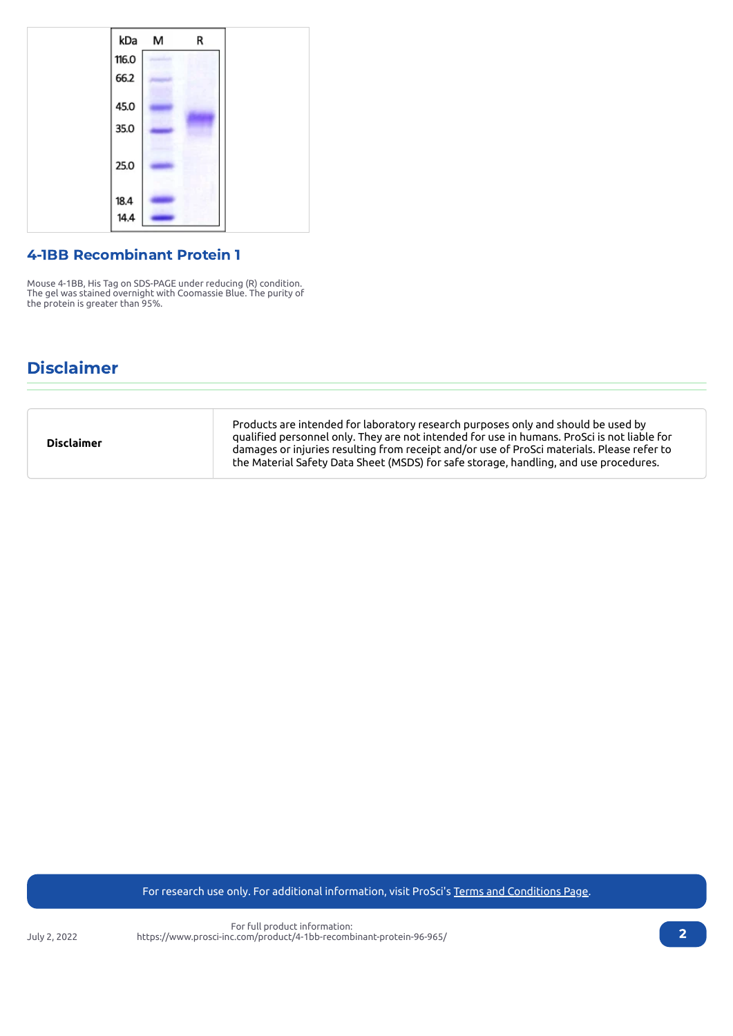kDa M R
116.0
66.2
45.0
35.0
25.0
18.4
14.4

### 4-1BB Recombinant Protein 1

Mouse 4-1BB, His Tag on SDS-PAGE under reducing (R) condition. The gel was stained overnight with Coomassie Blue. The purity of the protein is greater than 95%.

## Disclaimer

| | |
|---|---|
| **Disclaimer** | Products are intended for laboratory research purposes only and should be used by qualified personnel only. They are not intended for use in humans. ProSci is not liable for damages or injuries resulting from receipt and/or use of ProSci materials. Please refer to the Material Safety Data Sheet (MSDS) for safe storage, handling, and use procedures. |

For research use only. For additional information, visit ProSci's Terms and Conditions Page.

July 2, 2022

For full product information:
https://www.prosci-inc.com/product/4-1bb-recombinant-protein-96-965/